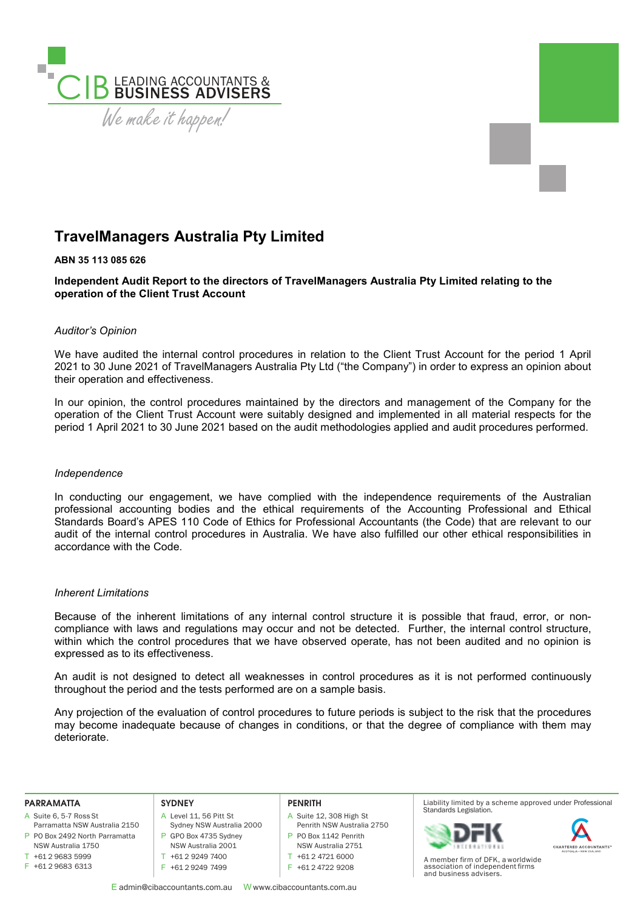# TravelManagers Australia Pty Limited

**ABN 35 113 085 626**

**Independent Audit Report to the directors of TravelManagers Australia Pty Limited relating to the operation of the Client Trust Account**

*Auditor's Opinion*

We have audited the internal control procedures in relation to the Client Trust Account for the period 1 April 2021 to 30 June 2021 of TravelManagers Australia Pty Ltd ("the Company") in order to express an opinion about their operation and effectiveness.

In our opinion, the control procedures maintained by the directors and management of the Company for the operation of the Client Trust Account were suitably designed and implemented in all material respects for the period 1 April 2021 to 30 June 2021 based on the audit methodologies applied and audit procedures performed.

*Independence*

In conducting our engagement, we have complied with the independence requirements of the Australian professional accounting bodies and the ethical requirements of the Accounting Professional and Ethical Standards Board's APES 110 Code of Ethics for Professional Accountants (the Code) that are relevant to our audit of the internal control procedures in Australia. We have also fulfilled our other ethical responsibilities in accordance with the Code.

*Inherent Limitations*

Because of the inherent limitations of any internal control structure it is possible that fraud, error, or non-compliance with laws and regulations may occur and not be detected. Further, the internal control structure, within which the control procedures that we have observed operate, has not been audited and no opinion is expressed as to its effectiveness.

An audit is not designed to detect all weaknesses in control procedures as it is not performed continuously throughout the period and the tests performed are on a sample basis.

Any projection of the evaluation of control procedures to future periods is subject to the risk that the procedures may become inadequate because of changes in conditions, or that the degree of compliance with them may deteriorate.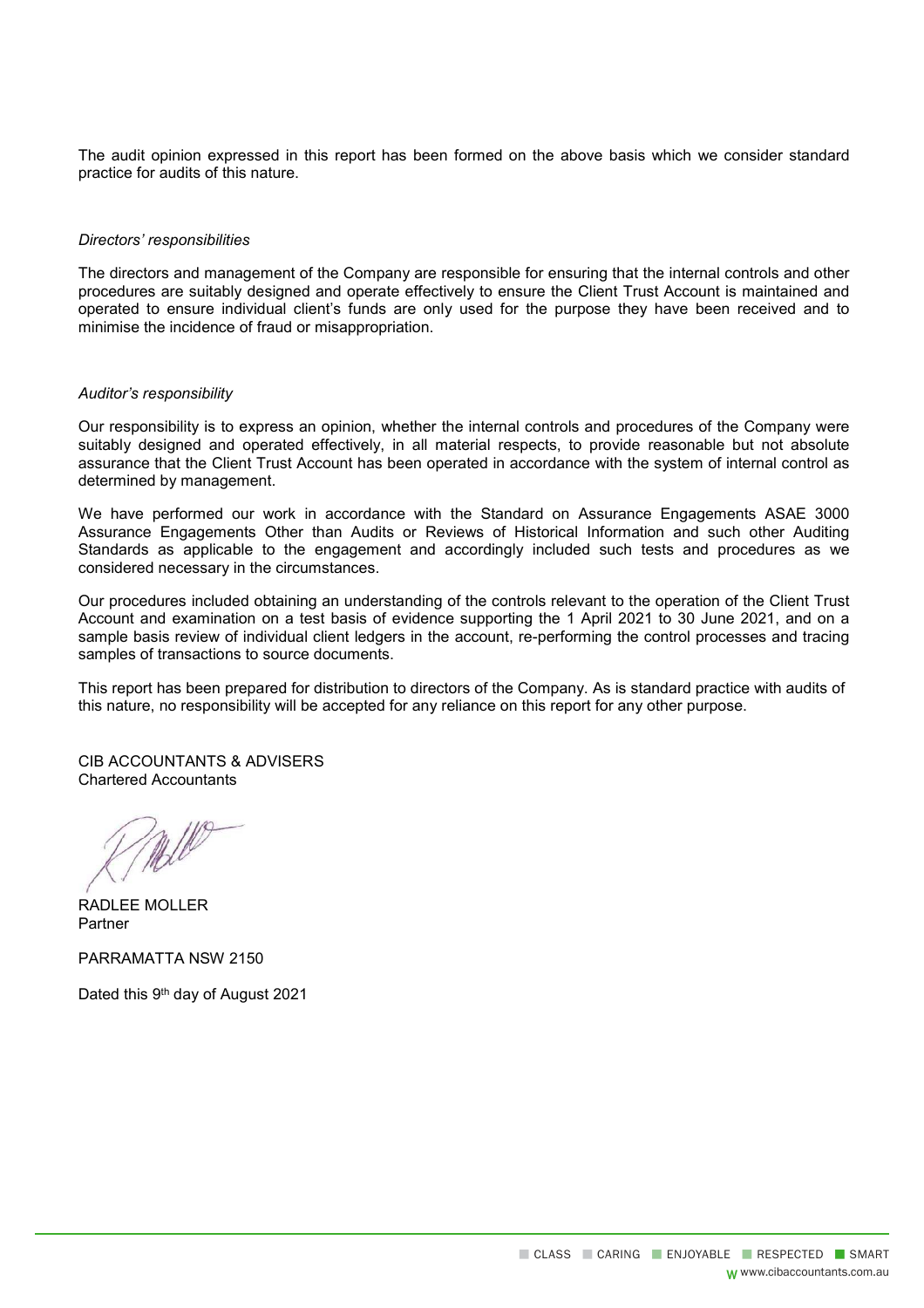The audit opinion expressed in this report has been formed on the above basis which we consider standard practice for audits of this nature.

*Directors' responsibilities*

The directors and management of the Company are responsible for ensuring that the internal controls and other procedures are suitably designed and operate effectively to ensure the Client Trust Account is maintained and operated to ensure individual client's funds are only used for the purpose they have been received and to minimise the incidence of fraud or misappropriation.

*Auditor's responsibility*

Our responsibility is to express an opinion, whether the internal controls and procedures of the Company were suitably designed and operated effectively, in all material respects, to provide reasonable but not absolute assurance that the Client Trust Account has been operated in accordance with the system of internal control as determined by management.

We have performed our work in accordance with the Standard on Assurance Engagements ASAE 3000 Assurance Engagements Other than Audits or Reviews of Historical Information and such other Auditing Standards as applicable to the engagement and accordingly included such tests and procedures as we considered necessary in the circumstances.

Our procedures included obtaining an understanding of the controls relevant to the operation of the Client Trust Account and examination on a test basis of evidence supporting the 1 April 2021 to 30 June 2021, and on a sample basis review of individual client ledgers in the account, re-performing the control processes and tracing samples of transactions to source documents.

This report has been prepared for distribution to directors of the Company. As is standard practice with audits of this nature, no responsibility will be accepted for any reliance on this report for any other purpose.

CIB ACCOUNTANTS & ADVISERS
Chartered Accountants

RADLEE MOLLER
Partner

PARRAMATTA NSW 2150

Dated this 9th day of August 2021